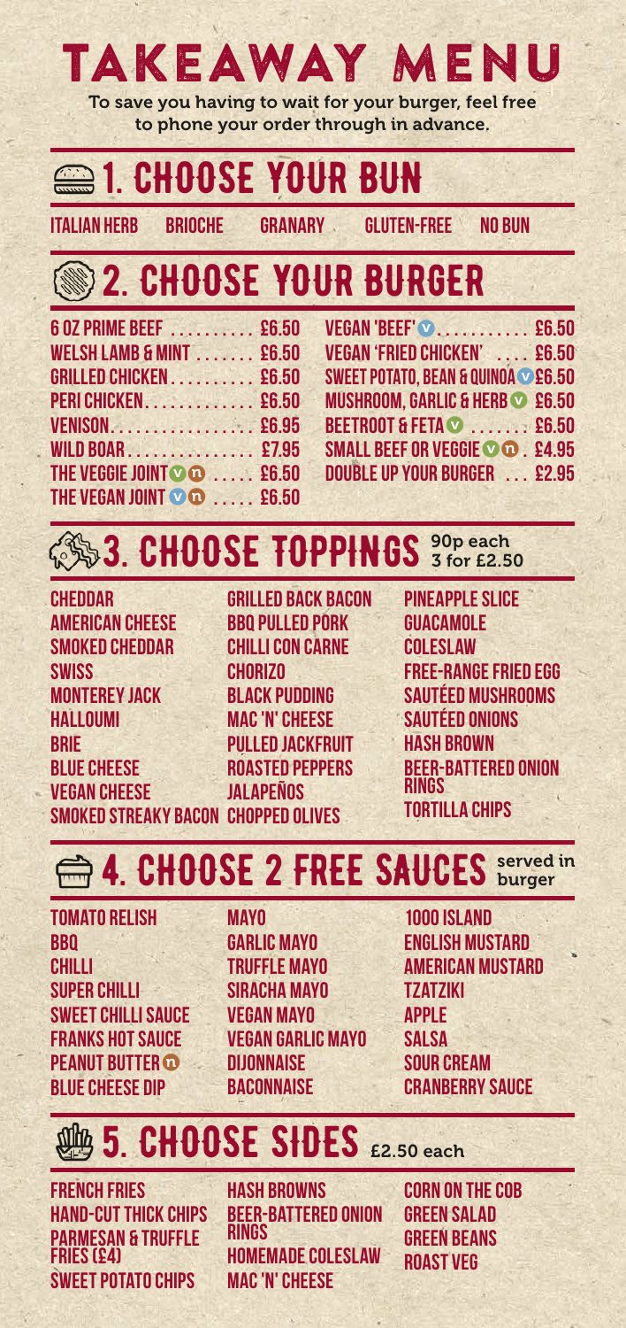# TAKEAWAY MENU

To save you having to wait for your burger, feel free to phone your order through in advance.

## 1. CHOOSE YOUR BUN

ITALIAN HERB · BRIOCHE · GRANARY · GLUTEN-FREE · NO BUN

## 2. CHOOSE YOUR BURGER

- 6 OZ PRIME BEEF .......... £6.50
- WELSH LAMB & MINT ....... £6.50
- GRILLED CHICKEN .......... £6.50
- PERI CHICKEN ............. £6.50
- VENISON .................. £6.95
- WILD BOAR ................ £7.95
- THE VEGGIE JOINT (V) (N) ..... £6.50
- THE VEGAN JOINT (V) (N) ..... £6.50
- VEGAN 'BEEF' (V) ........... £6.50
- VEGAN 'FRIED CHICKEN' .... £6.50
- SWEET POTATO, BEAN & QUINOA (V) £6.50
- MUSHROOM, GARLIC & HERB (V) £6.50
- BEETROOT & FETA (V) ....... £6.50
- SMALL BEEF OR VEGGIE (V) (N) . £4.95
- DOUBLE UP YOUR BURGER ... £2.95

## 3. CHOOSE TOPPINGS 90p each 3 for £2.50

- CHEDDAR
- AMERICAN CHEESE
- SMOKED CHEDDAR
- SWISS
- MONTEREY JACK
- HALLOUMI
- BRIE
- BLUE CHEESE
- VEGAN CHEESE
- SMOKED STREAKY BACON
- GRILLED BACK BACON
- BBQ PULLED PORK
- CHILLI CON CARNE
- CHORIZO
- BLACK PUDDING
- MAC 'N' CHEESE
- PULLED JACKFRUIT
- ROASTED PEPPERS
- JALAPEÑOS
- CHOPPED OLIVES
- PINEAPPLE SLICE
- GUACAMOLE
- COLESLAW
- FREE-RANGE FRIED EGG
- SAUTÉED MUSHROOMS
- SAUTÉED ONIONS
- HASH BROWN
- BEER-BATTERED ONION RINGS
- TORTILLA CHIPS

## 4. CHOOSE 2 FREE SAUCES served in burger

- TOMATO RELISH
- BBQ
- CHILLI
- SUPER CHILLI
- SWEET CHILLI SAUCE
- FRANKS HOT SAUCE
- PEANUT BUTTER (N)
- BLUE CHEESE DIP
- MAYO
- GARLIC MAYO
- TRUFFLE MAYO
- SIRACHA MAYO
- VEGAN MAYO
- VEGAN GARLIC MAYO
- DIJONNAISE
- BACONNAISE
- 1000 ISLAND
- ENGLISH MUSTARD
- AMERICAN MUSTARD
- TZATZIKI
- APPLE
- SALSA
- SOUR CREAM
- CRANBERRY SAUCE

## 5. CHOOSE SIDES £2.50 each

- FRENCH FRIES
- HAND-CUT THICK CHIPS
- PARMESAN & TRUFFLE FRIES (£4)
- SWEET POTATO CHIPS
- HASH BROWNS
- BEER-BATTERED ONION RINGS
- HOMEMADE COLESLAW
- MAC 'N' CHEESE
- CORN ON THE COB
- GREEN SALAD
- GREEN BEANS
- ROAST VEG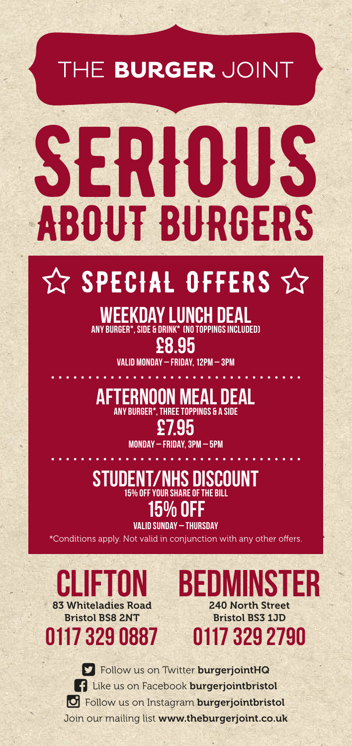# THE BURGER JOINT

# SERIOUS ABOUT BURGERS

## ☆ SPECIAL OFFERS ☆

### WEEKDAY LUNCH DEAL

ANY BURGER*, SIDE & DRINK* (NO TOPPINGS INCLUDED)

**£8.95**

VALID MONDAY – FRIDAY, 12PM – 3PM

### AFTERNOON MEAL DEAL

ANY BURGER*, THREE TOPPINGS & A SIDE

**£7.95**

MONDAY – FRIDAY, 3PM – 5PM

### STUDENT/NHS DISCOUNT

15% OFF YOUR SHARE OF THE BILL

**15% OFF**

VALID SUNDAY – THURSDAY

*Conditions apply. Not valid in conjunction with any other offers.

## CLIFTON

83 Whiteladies Road
Bristol BS8 2NT

**0117 329 0887**

## BEDMINSTER

240 North Street
Bristol BS3 1JD

**0117 329 2790**

Follow us on Twitter **burgerjointHQ**

Like us on Facebook **burgerjointbristol**

Follow us on Instagram **burgerjointbristol**

Join our mailing list **www.theburgerjoint.co.uk**